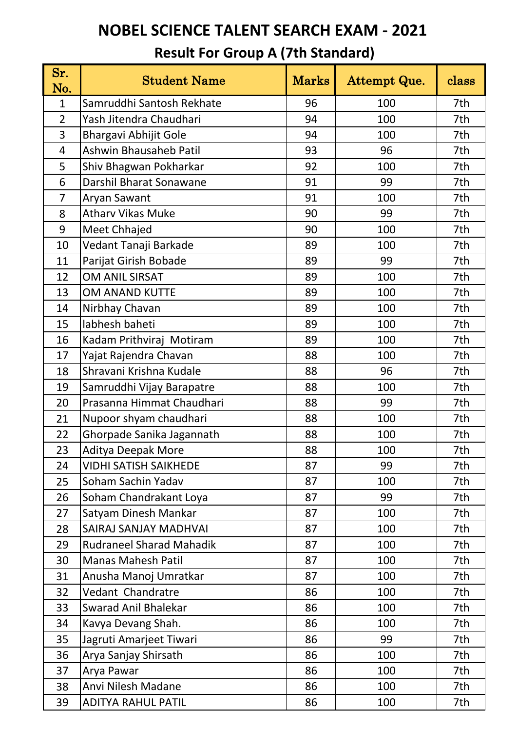# NOBEL SCIENCE TALENT SEARCH EXAM - 2021

## Result For Group A (7th Standard)

| Sr. No. | Student Name | Marks | Attempt Que. | class |
|---|---|---|---|---|
| 1 | Samruddhi Santosh Rekhate | 96 | 100 | 7th |
| 2 | Yash Jitendra Chaudhari | 94 | 100 | 7th |
| 3 | Bhargavi Abhijit Gole | 94 | 100 | 7th |
| 4 | Ashwin Bhausaheb Patil | 93 | 96 | 7th |
| 5 | Shiv Bhagwan Pokharkar | 92 | 100 | 7th |
| 6 | Darshil Bharat Sonawane | 91 | 99 | 7th |
| 7 | Aryan Sawant | 91 | 100 | 7th |
| 8 | Atharv Vikas Muke | 90 | 99 | 7th |
| 9 | Meet Chhajed | 90 | 100 | 7th |
| 10 | Vedant Tanaji Barkade | 89 | 100 | 7th |
| 11 | Parijat Girish Bobade | 89 | 99 | 7th |
| 12 | OM ANIL SIRSAT | 89 | 100 | 7th |
| 13 | OM ANAND KUTTE | 89 | 100 | 7th |
| 14 | Nirbhay Chavan | 89 | 100 | 7th |
| 15 | labhesh baheti | 89 | 100 | 7th |
| 16 | Kadam Prithviraj  Motiram | 89 | 100 | 7th |
| 17 | Yajat Rajendra Chavan | 88 | 100 | 7th |
| 18 | Shravani Krishna Kudale | 88 | 96 | 7th |
| 19 | Samruddhi Vijay Barapatre | 88 | 100 | 7th |
| 20 | Prasanna Himmat Chaudhari | 88 | 99 | 7th |
| 21 | Nupoor shyam chaudhari | 88 | 100 | 7th |
| 22 | Ghorpade Sanika Jagannath | 88 | 100 | 7th |
| 23 | Aditya Deepak More | 88 | 100 | 7th |
| 24 | VIDHI SATISH SAIKHEDE | 87 | 99 | 7th |
| 25 | Soham Sachin Yadav | 87 | 100 | 7th |
| 26 | Soham Chandrakant Loya | 87 | 99 | 7th |
| 27 | Satyam Dinesh Mankar | 87 | 100 | 7th |
| 28 | SAIRAJ SANJAY MADHVAI | 87 | 100 | 7th |
| 29 | Rudraneel Sharad Mahadik | 87 | 100 | 7th |
| 30 | Manas Mahesh Patil | 87 | 100 | 7th |
| 31 | Anusha Manoj Umratkar | 87 | 100 | 7th |
| 32 | Vedant  Chandratre | 86 | 100 | 7th |
| 33 | Swarad Anil Bhalekar | 86 | 100 | 7th |
| 34 | Kavya Devang Shah. | 86 | 100 | 7th |
| 35 | Jagruti Amarjeet Tiwari | 86 | 99 | 7th |
| 36 | Arya Sanjay Shirsath | 86 | 100 | 7th |
| 37 | Arya Pawar | 86 | 100 | 7th |
| 38 | Anvi Nilesh Madane | 86 | 100 | 7th |
| 39 | ADITYA RAHUL PATIL | 86 | 100 | 7th |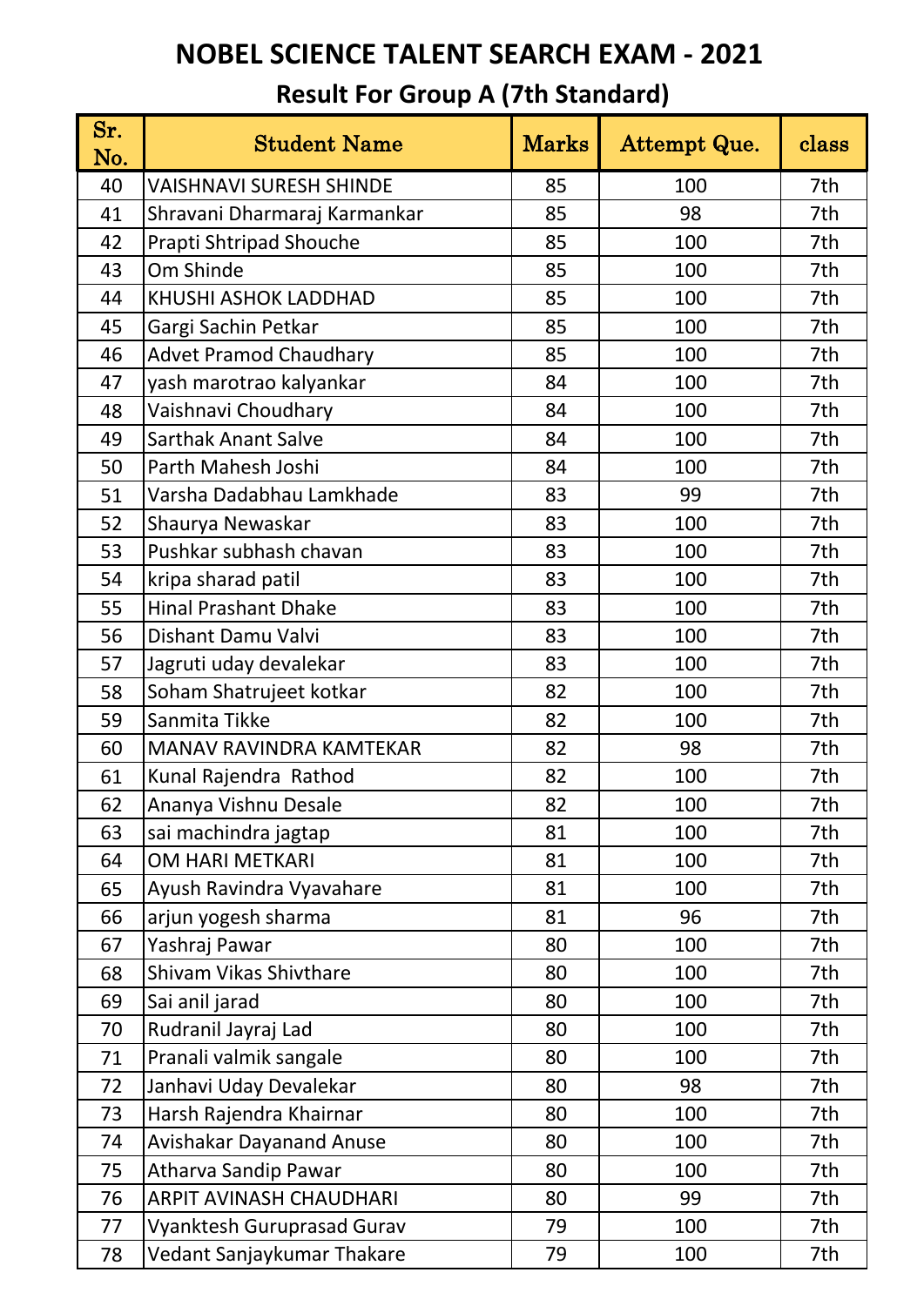# NOBEL SCIENCE TALENT SEARCH EXAM - 2021

## Result For Group A (7th Standard)

| Sr. No. | Student Name | Marks | Attempt Que. | class |
|---|---|---|---|---|
| 40 | VAISHNAVI SURESH SHINDE | 85 | 100 | 7th |
| 41 | Shravani Dharmaraj Karmankar | 85 | 98 | 7th |
| 42 | Prapti Shtripad Shouche | 85 | 100 | 7th |
| 43 | Om Shinde | 85 | 100 | 7th |
| 44 | KHUSHI ASHOK LADDHAD | 85 | 100 | 7th |
| 45 | Gargi Sachin Petkar | 85 | 100 | 7th |
| 46 | Advet Pramod Chaudhary | 85 | 100 | 7th |
| 47 | yash marotrao kalyankar | 84 | 100 | 7th |
| 48 | Vaishnavi Choudhary | 84 | 100 | 7th |
| 49 | Sarthak Anant Salve | 84 | 100 | 7th |
| 50 | Parth Mahesh Joshi | 84 | 100 | 7th |
| 51 | Varsha Dadabhau Lamkhade | 83 | 99 | 7th |
| 52 | Shaurya Newaskar | 83 | 100 | 7th |
| 53 | Pushkar subhash chavan | 83 | 100 | 7th |
| 54 | kripa sharad patil | 83 | 100 | 7th |
| 55 | Hinal Prashant Dhake | 83 | 100 | 7th |
| 56 | Dishant Damu Valvi | 83 | 100 | 7th |
| 57 | Jagruti uday devalekar | 83 | 100 | 7th |
| 58 | Soham Shatrujeet kotkar | 82 | 100 | 7th |
| 59 | Sanmita Tikke | 82 | 100 | 7th |
| 60 | MANAV RAVINDRA KAMTEKAR | 82 | 98 | 7th |
| 61 | Kunal Rajendra Rathod | 82 | 100 | 7th |
| 62 | Ananya Vishnu Desale | 82 | 100 | 7th |
| 63 | sai machindra jagtap | 81 | 100 | 7th |
| 64 | OM HARI METKARI | 81 | 100 | 7th |
| 65 | Ayush Ravindra Vyavahare | 81 | 100 | 7th |
| 66 | arjun yogesh sharma | 81 | 96 | 7th |
| 67 | Yashraj Pawar | 80 | 100 | 7th |
| 68 | Shivam Vikas Shivthare | 80 | 100 | 7th |
| 69 | Sai anil jarad | 80 | 100 | 7th |
| 70 | Rudranil Jayraj Lad | 80 | 100 | 7th |
| 71 | Pranali valmik sangale | 80 | 100 | 7th |
| 72 | Janhavi Uday Devalekar | 80 | 98 | 7th |
| 73 | Harsh Rajendra Khairnar | 80 | 100 | 7th |
| 74 | Avishakar Dayanand Anuse | 80 | 100 | 7th |
| 75 | Atharva Sandip Pawar | 80 | 100 | 7th |
| 76 | ARPIT AVINASH CHAUDHARI | 80 | 99 | 7th |
| 77 | Vyanktesh Guruprasad Gurav | 79 | 100 | 7th |
| 78 | Vedant Sanjaykumar Thakare | 79 | 100 | 7th |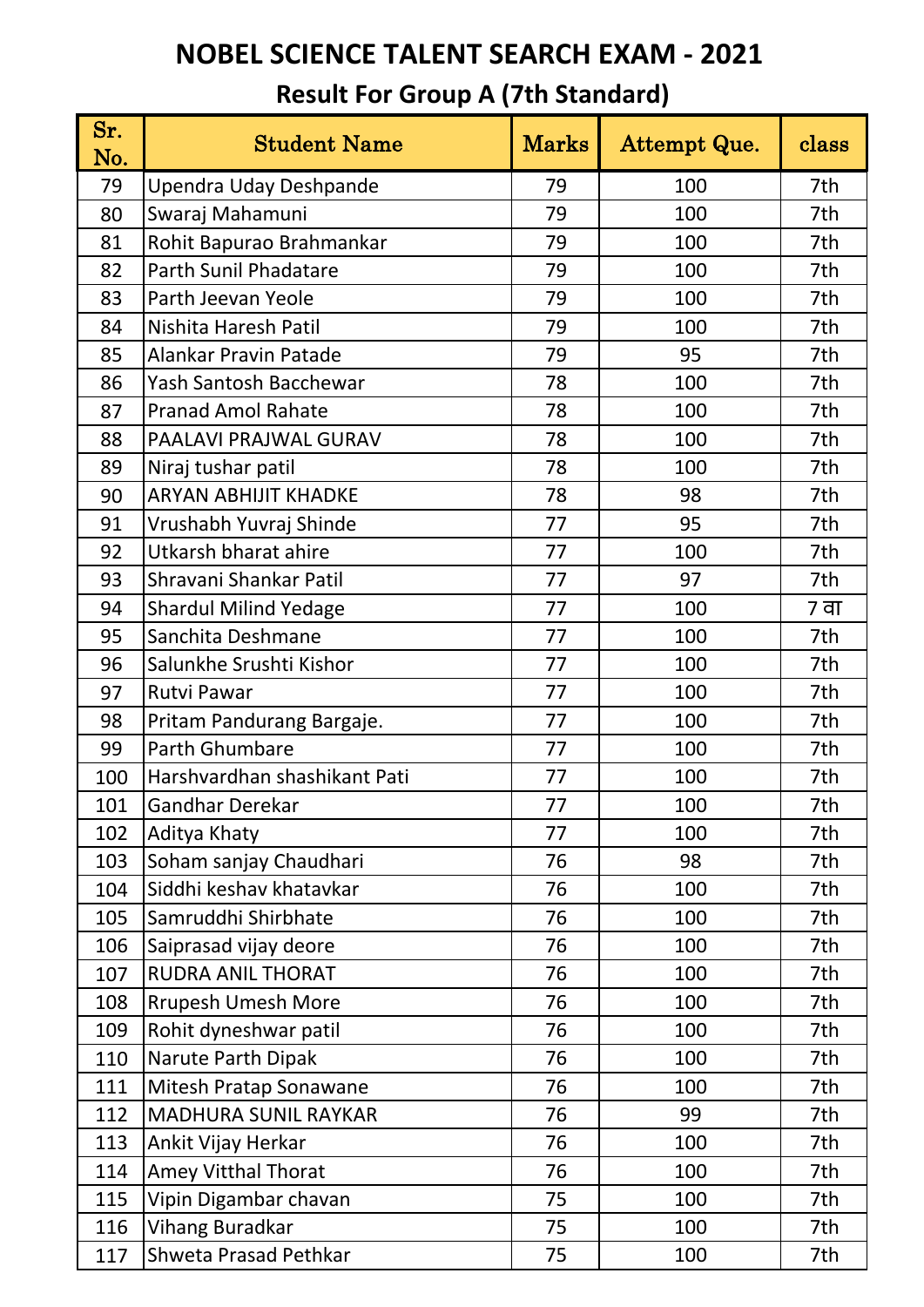# NOBEL SCIENCE TALENT SEARCH EXAM - 2021

## Result For Group A (7th Standard)

| Sr. No. | Student Name | Marks | Attempt Que. | class |
|---|---|---|---|---|
| 79 | Upendra Uday Deshpande | 79 | 100 | 7th |
| 80 | Swaraj Mahamuni | 79 | 100 | 7th |
| 81 | Rohit Bapurao Brahmankar | 79 | 100 | 7th |
| 82 | Parth Sunil Phadatare | 79 | 100 | 7th |
| 83 | Parth Jeevan Yeole | 79 | 100 | 7th |
| 84 | Nishita Haresh Patil | 79 | 100 | 7th |
| 85 | Alankar Pravin Patade | 79 | 95 | 7th |
| 86 | Yash Santosh Bacchewar | 78 | 100 | 7th |
| 87 | Pranad Amol Rahate | 78 | 100 | 7th |
| 88 | PAALAVI PRAJWAL GURAV | 78 | 100 | 7th |
| 89 | Niraj tushar patil | 78 | 100 | 7th |
| 90 | ARYAN ABHIJIT KHADKE | 78 | 98 | 7th |
| 91 | Vrushabh Yuvraj Shinde | 77 | 95 | 7th |
| 92 | Utkarsh bharat ahire | 77 | 100 | 7th |
| 93 | Shravani Shankar Patil | 77 | 97 | 7th |
| 94 | Shardul Milind Yedage | 77 | 100 | 7 वा |
| 95 | Sanchita Deshmane | 77 | 100 | 7th |
| 96 | Salunkhe Srushti Kishor | 77 | 100 | 7th |
| 97 | Rutvi Pawar | 77 | 100 | 7th |
| 98 | Pritam Pandurang Bargaje. | 77 | 100 | 7th |
| 99 | Parth Ghumbare | 77 | 100 | 7th |
| 100 | Harshvardhan shashikant Pati | 77 | 100 | 7th |
| 101 | Gandhar Derekar | 77 | 100 | 7th |
| 102 | Aditya Khaty | 77 | 100 | 7th |
| 103 | Soham sanjay Chaudhari | 76 | 98 | 7th |
| 104 | Siddhi keshav khatavkar | 76 | 100 | 7th |
| 105 | Samruddhi Shirbhate | 76 | 100 | 7th |
| 106 | Saiprasad vijay deore | 76 | 100 | 7th |
| 107 | RUDRA ANIL THORAT | 76 | 100 | 7th |
| 108 | Rrupesh Umesh More | 76 | 100 | 7th |
| 109 | Rohit dyneshwar patil | 76 | 100 | 7th |
| 110 | Narute Parth Dipak | 76 | 100 | 7th |
| 111 | Mitesh Pratap Sonawane | 76 | 100 | 7th |
| 112 | MADHURA SUNIL RAYKAR | 76 | 99 | 7th |
| 113 | Ankit Vijay Herkar | 76 | 100 | 7th |
| 114 | Amey Vitthal Thorat | 76 | 100 | 7th |
| 115 | Vipin Digambar chavan | 75 | 100 | 7th |
| 116 | Vihang Buradkar | 75 | 100 | 7th |
| 117 | Shweta Prasad Pethkar | 75 | 100 | 7th |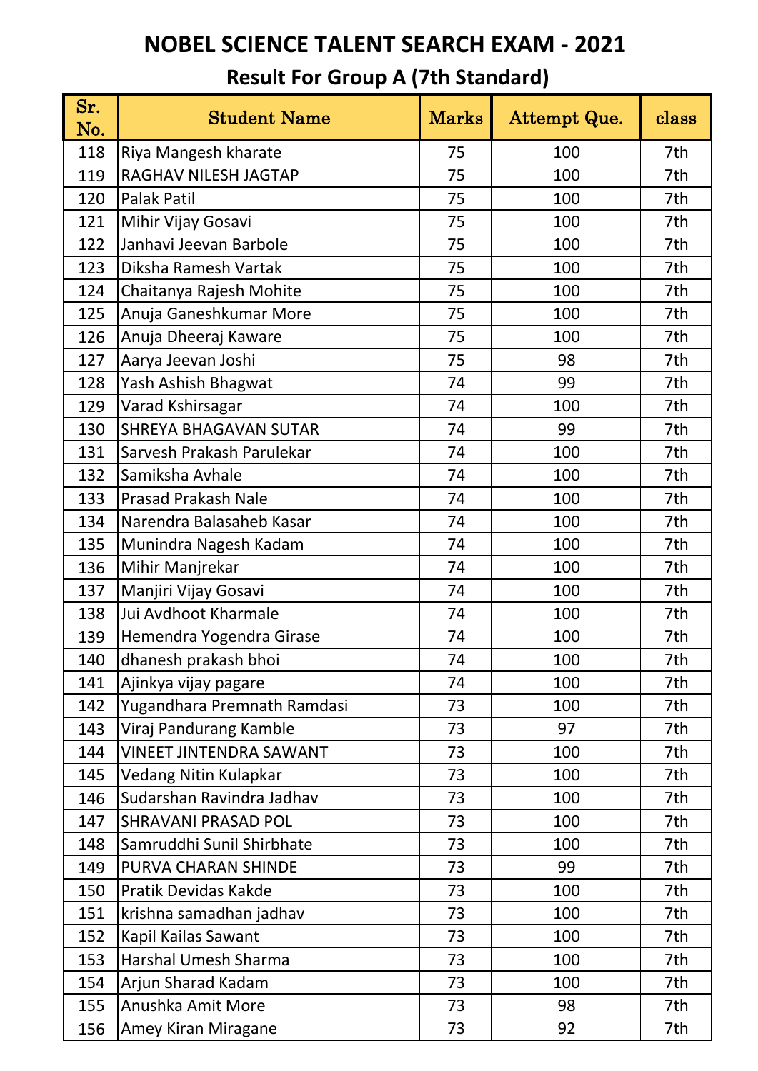# NOBEL SCIENCE TALENT SEARCH EXAM - 2021

## Result For Group A (7th Standard)

| Sr. No. | Student Name | Marks | Attempt Que. | class |
|---|---|---|---|---|
| 118 | Riya Mangesh kharate | 75 | 100 | 7th |
| 119 | RAGHAV NILESH JAGTAP | 75 | 100 | 7th |
| 120 | Palak Patil | 75 | 100 | 7th |
| 121 | Mihir Vijay Gosavi | 75 | 100 | 7th |
| 122 | Janhavi Jeevan Barbole | 75 | 100 | 7th |
| 123 | Diksha Ramesh Vartak | 75 | 100 | 7th |
| 124 | Chaitanya Rajesh Mohite | 75 | 100 | 7th |
| 125 | Anuja Ganeshkumar More | 75 | 100 | 7th |
| 126 | Anuja Dheeraj Kaware | 75 | 100 | 7th |
| 127 | Aarya Jeevan Joshi | 75 | 98 | 7th |
| 128 | Yash Ashish Bhagwat | 74 | 99 | 7th |
| 129 | Varad Kshirsagar | 74 | 100 | 7th |
| 130 | SHREYA BHAGAVAN SUTAR | 74 | 99 | 7th |
| 131 | Sarvesh Prakash Parulekar | 74 | 100 | 7th |
| 132 | Samiksha Avhale | 74 | 100 | 7th |
| 133 | Prasad Prakash Nale | 74 | 100 | 7th |
| 134 | Narendra Balasaheb Kasar | 74 | 100 | 7th |
| 135 | Munindra Nagesh Kadam | 74 | 100 | 7th |
| 136 | Mihir Manjrekar | 74 | 100 | 7th |
| 137 | Manjiri Vijay Gosavi | 74 | 100 | 7th |
| 138 | Jui Avdhoot Kharmale | 74 | 100 | 7th |
| 139 | Hemendra Yogendra Girase | 74 | 100 | 7th |
| 140 | dhanesh prakash bhoi | 74 | 100 | 7th |
| 141 | Ajinkya vijay pagare | 74 | 100 | 7th |
| 142 | Yugandhara Premnath Ramdasi | 73 | 100 | 7th |
| 143 | Viraj Pandurang Kamble | 73 | 97 | 7th |
| 144 | VINEET JINTENDRA SAWANT | 73 | 100 | 7th |
| 145 | Vedang Nitin Kulapkar | 73 | 100 | 7th |
| 146 | Sudarshan Ravindra Jadhav | 73 | 100 | 7th |
| 147 | SHRAVANI PRASAD POL | 73 | 100 | 7th |
| 148 | Samruddhi Sunil Shirbhate | 73 | 100 | 7th |
| 149 | PURVA CHARAN SHINDE | 73 | 99 | 7th |
| 150 | Pratik Devidas Kakde | 73 | 100 | 7th |
| 151 | krishna samadhan jadhav | 73 | 100 | 7th |
| 152 | Kapil Kailas Sawant | 73 | 100 | 7th |
| 153 | Harshal Umesh Sharma | 73 | 100 | 7th |
| 154 | Arjun Sharad Kadam | 73 | 100 | 7th |
| 155 | Anushka Amit More | 73 | 98 | 7th |
| 156 | Amey Kiran Miragane | 73 | 92 | 7th |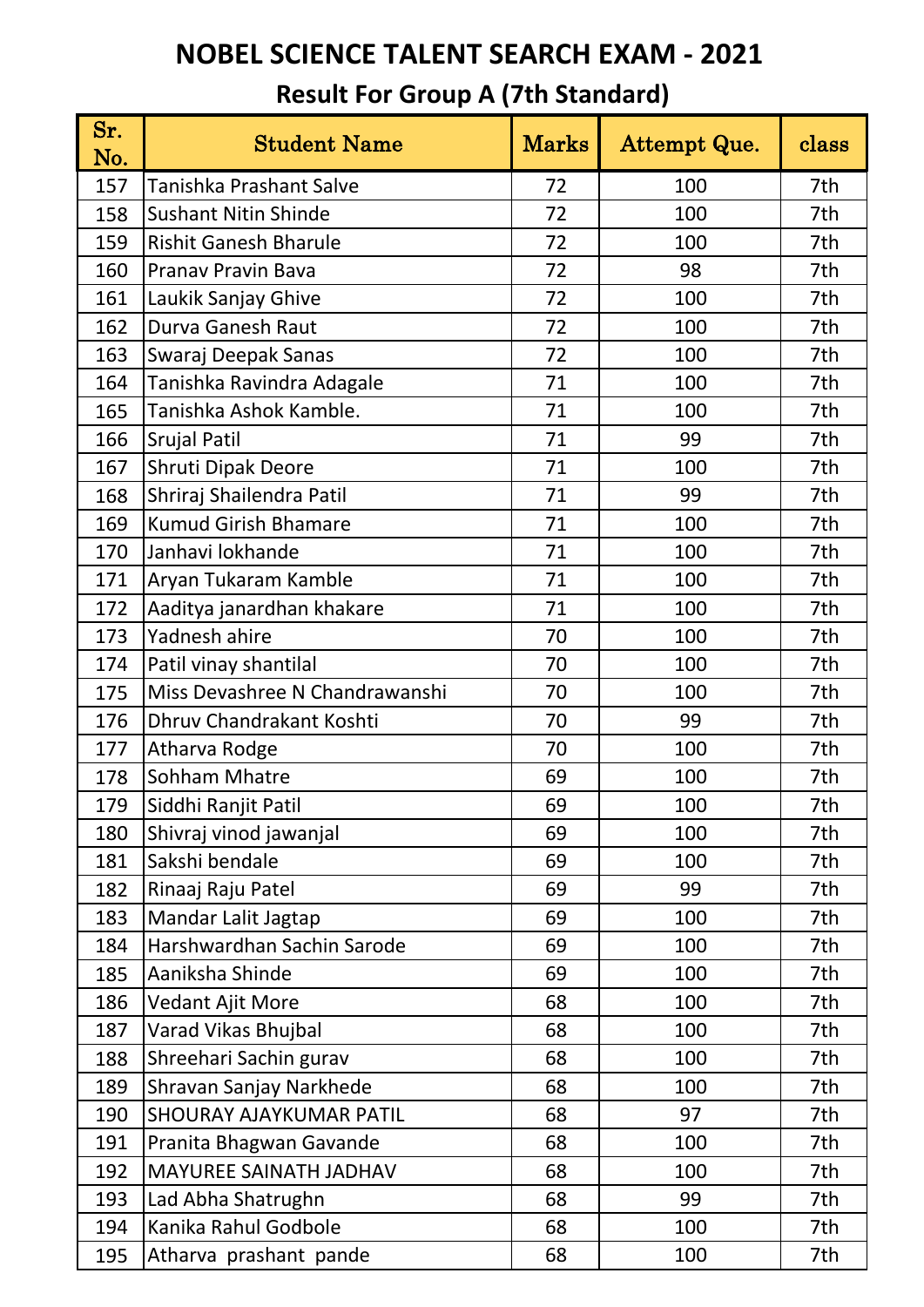# NOBEL SCIENCE TALENT SEARCH EXAM - 2021

## Result For Group A (7th Standard)

| Sr. No. | Student Name | Marks | Attempt Que. | class |
|---|---|---|---|---|
| 157 | Tanishka Prashant Salve | 72 | 100 | 7th |
| 158 | Sushant Nitin Shinde | 72 | 100 | 7th |
| 159 | Rishit Ganesh Bharule | 72 | 100 | 7th |
| 160 | Pranav Pravin Bava | 72 | 98 | 7th |
| 161 | Laukik Sanjay Ghive | 72 | 100 | 7th |
| 162 | Durva Ganesh Raut | 72 | 100 | 7th |
| 163 | Swaraj Deepak Sanas | 72 | 100 | 7th |
| 164 | Tanishka Ravindra Adagale | 71 | 100 | 7th |
| 165 | Tanishka Ashok Kamble. | 71 | 100 | 7th |
| 166 | Srujal Patil | 71 | 99 | 7th |
| 167 | Shruti Dipak Deore | 71 | 100 | 7th |
| 168 | Shriraj Shailendra Patil | 71 | 99 | 7th |
| 169 | Kumud Girish Bhamare | 71 | 100 | 7th |
| 170 | Janhavi lokhande | 71 | 100 | 7th |
| 171 | Aryan Tukaram Kamble | 71 | 100 | 7th |
| 172 | Aaditya janardhan khakare | 71 | 100 | 7th |
| 173 | Yadnesh ahire | 70 | 100 | 7th |
| 174 | Patil vinay shantilal | 70 | 100 | 7th |
| 175 | Miss Devashree N Chandrawanshi | 70 | 100 | 7th |
| 176 | Dhruv Chandrakant Koshti | 70 | 99 | 7th |
| 177 | Atharva Rodge | 70 | 100 | 7th |
| 178 | Sohham Mhatre | 69 | 100 | 7th |
| 179 | Siddhi Ranjit Patil | 69 | 100 | 7th |
| 180 | Shivraj vinod jawanjal | 69 | 100 | 7th |
| 181 | Sakshi bendale | 69 | 100 | 7th |
| 182 | Rinaaj Raju Patel | 69 | 99 | 7th |
| 183 | Mandar Lalit Jagtap | 69 | 100 | 7th |
| 184 | Harshwardhan Sachin Sarode | 69 | 100 | 7th |
| 185 | Aaniksha Shinde | 69 | 100 | 7th |
| 186 | Vedant Ajit More | 68 | 100 | 7th |
| 187 | Varad Vikas Bhujbal | 68 | 100 | 7th |
| 188 | Shreehari Sachin gurav | 68 | 100 | 7th |
| 189 | Shravan Sanjay Narkhede | 68 | 100 | 7th |
| 190 | SHOURAY AJAYKUMAR PATIL | 68 | 97 | 7th |
| 191 | Pranita Bhagwan Gavande | 68 | 100 | 7th |
| 192 | MAYUREE SAINATH JADHAV | 68 | 100 | 7th |
| 193 | Lad Abha Shatrughn | 68 | 99 | 7th |
| 194 | Kanika Rahul Godbole | 68 | 100 | 7th |
| 195 | Atharva prashant pande | 68 | 100 | 7th |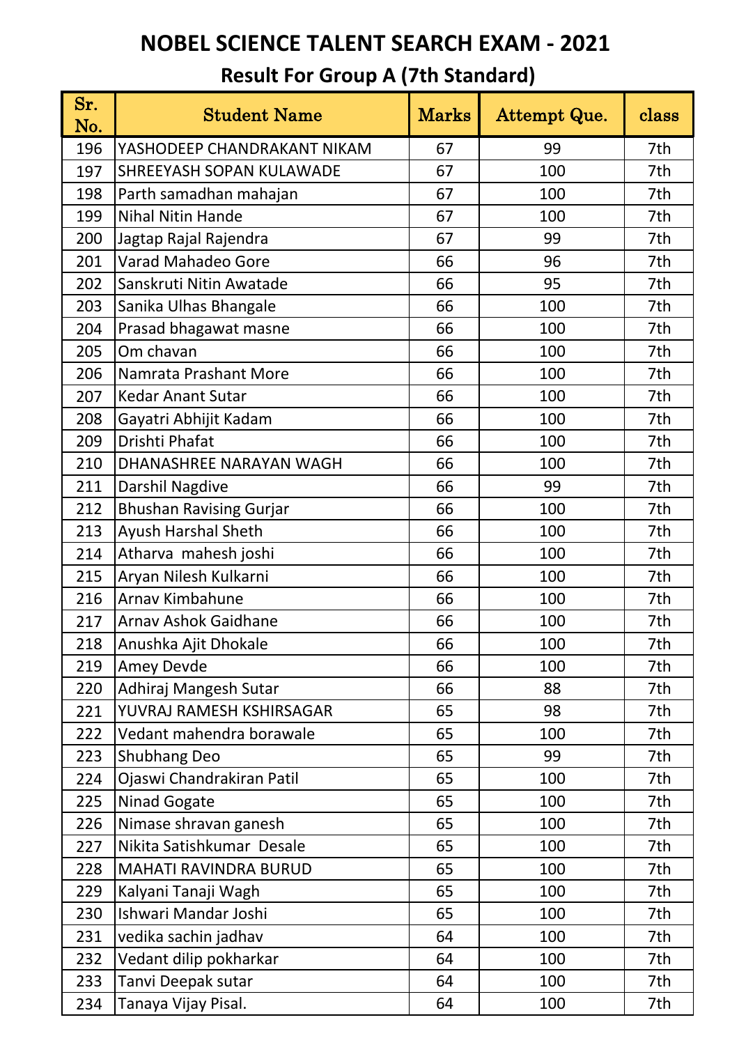# NOBEL SCIENCE TALENT SEARCH EXAM - 2021

## Result For Group A (7th Standard)

| Sr. No. | Student Name | Marks | Attempt Que. | class |
|---|---|---|---|---|
| 196 | YASHODEEP CHANDRAKANT NIKAM | 67 | 99 | 7th |
| 197 | SHREEYASH SOPAN KULAWADE | 67 | 100 | 7th |
| 198 | Parth samadhan mahajan | 67 | 100 | 7th |
| 199 | Nihal Nitin Hande | 67 | 100 | 7th |
| 200 | Jagtap Rajal Rajendra | 67 | 99 | 7th |
| 201 | Varad Mahadeo Gore | 66 | 96 | 7th |
| 202 | Sanskruti Nitin Awatade | 66 | 95 | 7th |
| 203 | Sanika Ulhas Bhangale | 66 | 100 | 7th |
| 204 | Prasad bhagawat masne | 66 | 100 | 7th |
| 205 | Om chavan | 66 | 100 | 7th |
| 206 | Namrata Prashant More | 66 | 100 | 7th |
| 207 | Kedar Anant Sutar | 66 | 100 | 7th |
| 208 | Gayatri Abhijit Kadam | 66 | 100 | 7th |
| 209 | Drishti Phafat | 66 | 100 | 7th |
| 210 | DHANASHREE NARAYAN WAGH | 66 | 100 | 7th |
| 211 | Darshil Nagdive | 66 | 99 | 7th |
| 212 | Bhushan Ravising Gurjar | 66 | 100 | 7th |
| 213 | Ayush Harshal Sheth | 66 | 100 | 7th |
| 214 | Atharva  mahesh joshi | 66 | 100 | 7th |
| 215 | Aryan Nilesh Kulkarni | 66 | 100 | 7th |
| 216 | Arnav Kimbahune | 66 | 100 | 7th |
| 217 | Arnav Ashok Gaidhane | 66 | 100 | 7th |
| 218 | Anushka Ajit Dhokale | 66 | 100 | 7th |
| 219 | Amey Devde | 66 | 100 | 7th |
| 220 | Adhiraj Mangesh Sutar | 66 | 88 | 7th |
| 221 | YUVRAJ RAMESH KSHIRSAGAR | 65 | 98 | 7th |
| 222 | Vedant mahendra borawale | 65 | 100 | 7th |
| 223 | Shubhang Deo | 65 | 99 | 7th |
| 224 | Ojaswi Chandrakiran Patil | 65 | 100 | 7th |
| 225 | Ninad Gogate | 65 | 100 | 7th |
| 226 | Nimase shravan ganesh | 65 | 100 | 7th |
| 227 | Nikita Satishkumar  Desale | 65 | 100 | 7th |
| 228 | MAHATI RAVINDRA BURUD | 65 | 100 | 7th |
| 229 | Kalyani Tanaji Wagh | 65 | 100 | 7th |
| 230 | Ishwari Mandar Joshi | 65 | 100 | 7th |
| 231 | vedika sachin jadhav | 64 | 100 | 7th |
| 232 | Vedant dilip pokharkar | 64 | 100 | 7th |
| 233 | Tanvi Deepak sutar | 64 | 100 | 7th |
| 234 | Tanaya Vijay Pisal. | 64 | 100 | 7th |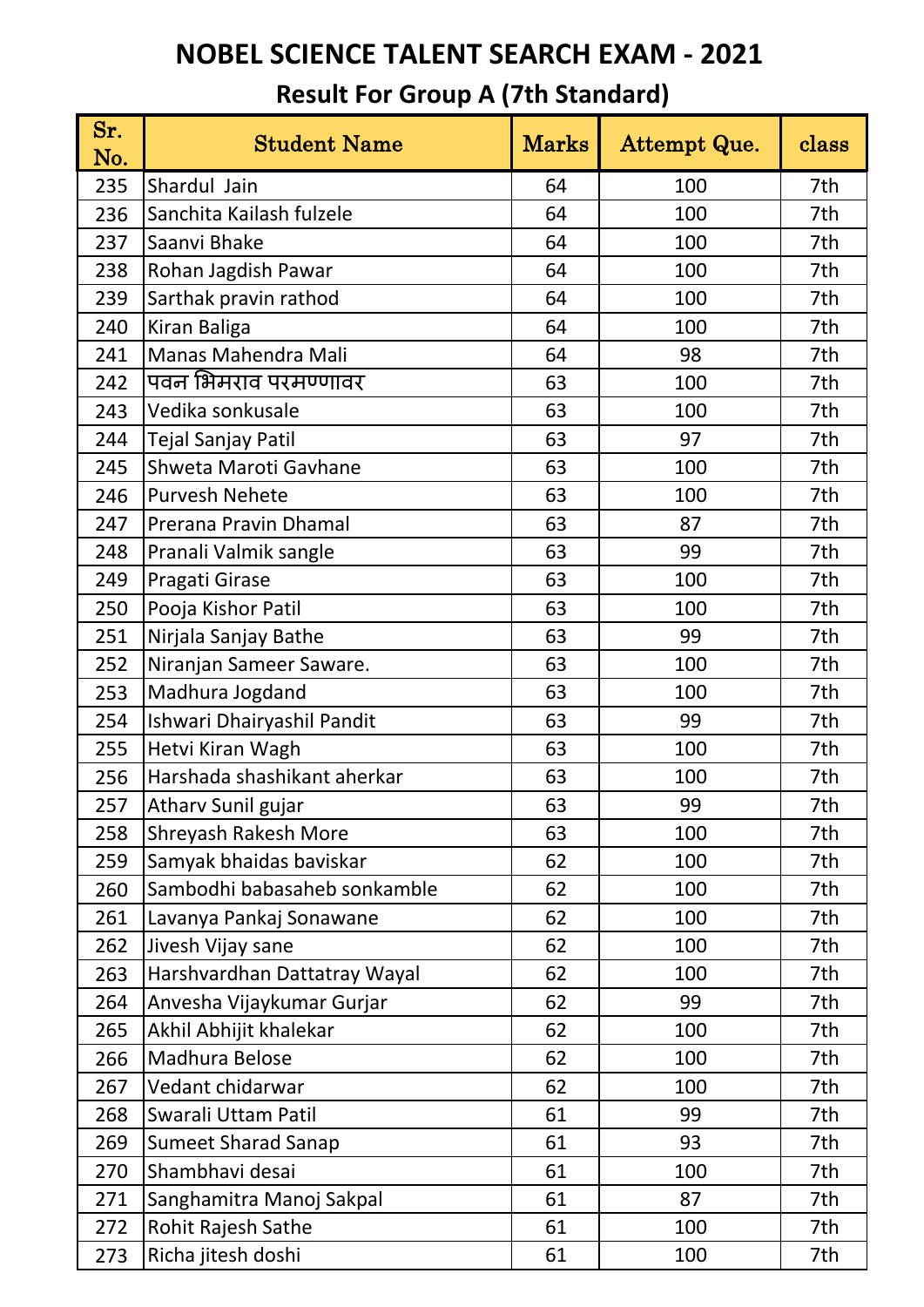# NOBEL SCIENCE TALENT SEARCH EXAM - 2021

## Result For Group A (7th Standard)

| Sr. No. | Student Name | Marks | Attempt Que. | class |
|---|---|---|---|---|
| 235 | Shardul  Jain | 64 | 100 | 7th |
| 236 | Sanchita Kailash fulzele | 64 | 100 | 7th |
| 237 | Saanvi Bhake | 64 | 100 | 7th |
| 238 | Rohan Jagdish Pawar | 64 | 100 | 7th |
| 239 | Sarthak pravin rathod | 64 | 100 | 7th |
| 240 | Kiran Baliga | 64 | 100 | 7th |
| 241 | Manas Mahendra Mali | 64 | 98 | 7th |
| 242 | पवन भिमराव परमण्णावर | 63 | 100 | 7th |
| 243 | Vedika sonkusale | 63 | 100 | 7th |
| 244 | Tejal Sanjay Patil | 63 | 97 | 7th |
| 245 | Shweta Maroti Gavhane | 63 | 100 | 7th |
| 246 | Purvesh Nehete | 63 | 100 | 7th |
| 247 | Prerana Pravin Dhamal | 63 | 87 | 7th |
| 248 | Pranali Valmik sangle | 63 | 99 | 7th |
| 249 | Pragati Girase | 63 | 100 | 7th |
| 250 | Pooja Kishor Patil | 63 | 100 | 7th |
| 251 | Nirjala Sanjay Bathe | 63 | 99 | 7th |
| 252 | Niranjan Sameer Saware. | 63 | 100 | 7th |
| 253 | Madhura Jogdand | 63 | 100 | 7th |
| 254 | Ishwari Dhairyashil Pandit | 63 | 99 | 7th |
| 255 | Hetvi Kiran Wagh | 63 | 100 | 7th |
| 256 | Harshada shashikant aherkar | 63 | 100 | 7th |
| 257 | Atharv Sunil gujar | 63 | 99 | 7th |
| 258 | Shreyash Rakesh More | 63 | 100 | 7th |
| 259 | Samyak bhaidas baviskar | 62 | 100 | 7th |
| 260 | Sambodhi babasaheb sonkamble | 62 | 100 | 7th |
| 261 | Lavanya Pankaj Sonawane | 62 | 100 | 7th |
| 262 | Jivesh Vijay sane | 62 | 100 | 7th |
| 263 | Harshvardhan Dattatray Wayal | 62 | 100 | 7th |
| 264 | Anvesha Vijaykumar Gurjar | 62 | 99 | 7th |
| 265 | Akhil Abhijit khalekar | 62 | 100 | 7th |
| 266 | Madhura Belose | 62 | 100 | 7th |
| 267 | Vedant chidarwar | 62 | 100 | 7th |
| 268 | Swarali Uttam Patil | 61 | 99 | 7th |
| 269 | Sumeet Sharad Sanap | 61 | 93 | 7th |
| 270 | Shambhavi desai | 61 | 100 | 7th |
| 271 | Sanghamitra Manoj Sakpal | 61 | 87 | 7th |
| 272 | Rohit Rajesh Sathe | 61 | 100 | 7th |
| 273 | Richa jitesh doshi | 61 | 100 | 7th |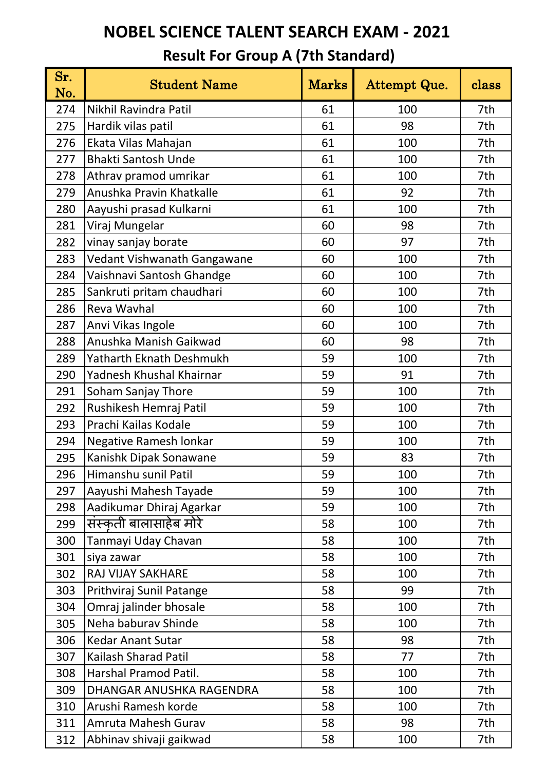# NOBEL SCIENCE TALENT SEARCH EXAM - 2021

## Result For Group A (7th Standard)

| Sr. No. | Student Name | Marks | Attempt Que. | class |
|---|---|---|---|---|
| 274 | Nikhil Ravindra Patil | 61 | 100 | 7th |
| 275 | Hardik vilas patil | 61 | 98 | 7th |
| 276 | Ekata Vilas Mahajan | 61 | 100 | 7th |
| 277 | Bhakti Santosh Unde | 61 | 100 | 7th |
| 278 | Athrav pramod umrikar | 61 | 100 | 7th |
| 279 | Anushka Pravin Khatkalle | 61 | 92 | 7th |
| 280 | Aayushi prasad Kulkarni | 61 | 100 | 7th |
| 281 | Viraj Mungelar | 60 | 98 | 7th |
| 282 | vinay sanjay borate | 60 | 97 | 7th |
| 283 | Vedant Vishwanath Gangawane | 60 | 100 | 7th |
| 284 | Vaishnavi Santosh Ghandge | 60 | 100 | 7th |
| 285 | Sankruti pritam chaudhari | 60 | 100 | 7th |
| 286 | Reva Wavhal | 60 | 100 | 7th |
| 287 | Anvi Vikas Ingole | 60 | 100 | 7th |
| 288 | Anushka Manish Gaikwad | 60 | 98 | 7th |
| 289 | Yatharth Eknath Deshmukh | 59 | 100 | 7th |
| 290 | Yadnesh Khushal Khairnar | 59 | 91 | 7th |
| 291 | Soham Sanjay Thore | 59 | 100 | 7th |
| 292 | Rushikesh Hemraj Patil | 59 | 100 | 7th |
| 293 | Prachi Kailas Kodale | 59 | 100 | 7th |
| 294 | Negative Ramesh lonkar | 59 | 100 | 7th |
| 295 | Kanishk Dipak Sonawane | 59 | 83 | 7th |
| 296 | Himanshu sunil Patil | 59 | 100 | 7th |
| 297 | Aayushi Mahesh Tayade | 59 | 100 | 7th |
| 298 | Aadikumar Dhiraj Agarkar | 59 | 100 | 7th |
| 299 | संस्कृती बालासाहेब मोरे | 58 | 100 | 7th |
| 300 | Tanmayi Uday Chavan | 58 | 100 | 7th |
| 301 | siya zawar | 58 | 100 | 7th |
| 302 | RAJ VIJAY SAKHARE | 58 | 100 | 7th |
| 303 | Prithviraj Sunil Patange | 58 | 99 | 7th |
| 304 | Omraj jalinder bhosale | 58 | 100 | 7th |
| 305 | Neha baburav Shinde | 58 | 100 | 7th |
| 306 | Kedar Anant Sutar | 58 | 98 | 7th |
| 307 | Kailash Sharad Patil | 58 | 77 | 7th |
| 308 | Harshal Pramod Patil. | 58 | 100 | 7th |
| 309 | DHANGAR ANUSHKA RAGENDRA | 58 | 100 | 7th |
| 310 | Arushi Ramesh korde | 58 | 100 | 7th |
| 311 | Amruta Mahesh Gurav | 58 | 98 | 7th |
| 312 | Abhinav shivaji gaikwad | 58 | 100 | 7th |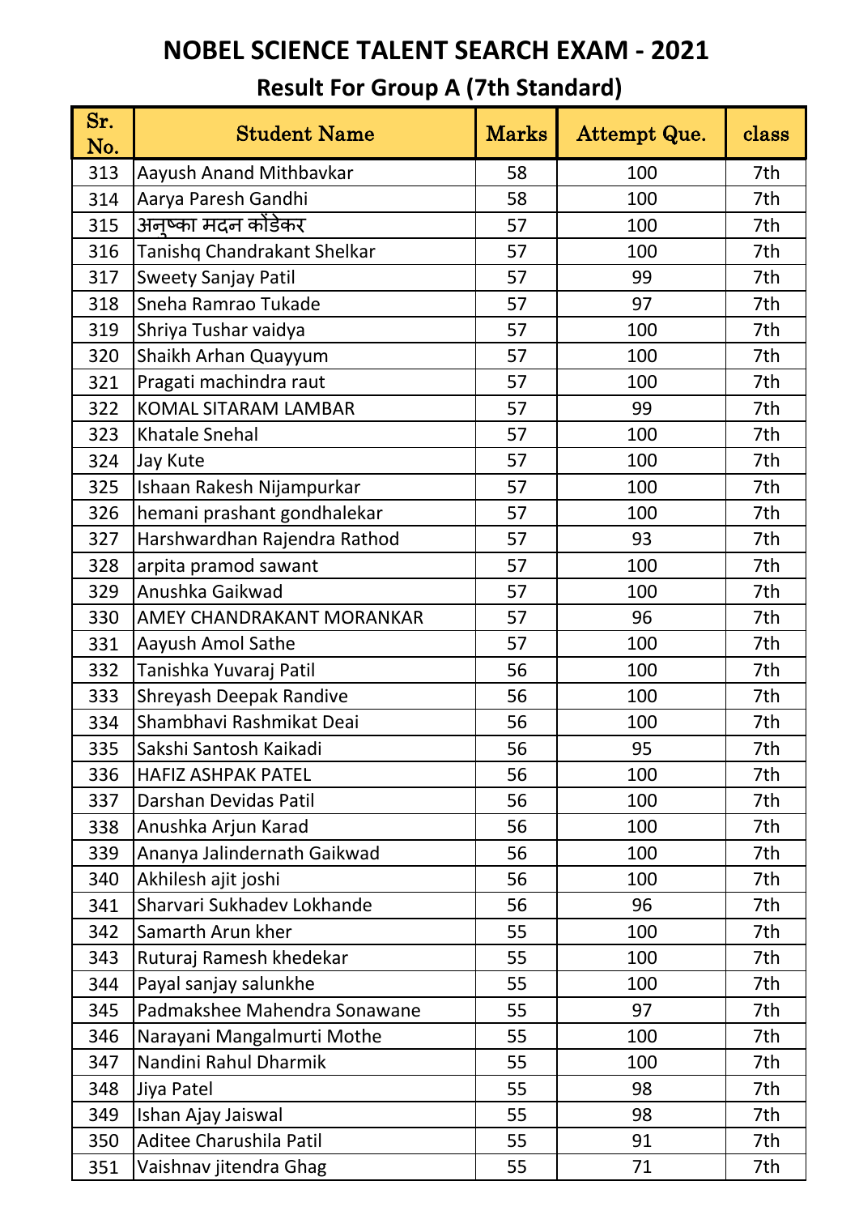# NOBEL SCIENCE TALENT SEARCH EXAM - 2021

## Result For Group A (7th Standard)

| Sr. No. | Student Name | Marks | Attempt Que. | class |
|---|---|---|---|---|
| 313 | Aayush Anand Mithbavkar | 58 | 100 | 7th |
| 314 | Aarya Paresh Gandhi | 58 | 100 | 7th |
| 315 | अनुष्का मदन कोंडेकर | 57 | 100 | 7th |
| 316 | Tanishq Chandrakant Shelkar | 57 | 100 | 7th |
| 317 | Sweety Sanjay Patil | 57 | 99 | 7th |
| 318 | Sneha Ramrao Tukade | 57 | 97 | 7th |
| 319 | Shriya Tushar vaidya | 57 | 100 | 7th |
| 320 | Shaikh Arhan Quayyum | 57 | 100 | 7th |
| 321 | Pragati machindra raut | 57 | 100 | 7th |
| 322 | KOMAL SITARAM LAMBAR | 57 | 99 | 7th |
| 323 | Khatale Snehal | 57 | 100 | 7th |
| 324 | Jay Kute | 57 | 100 | 7th |
| 325 | Ishaan Rakesh Nijampurkar | 57 | 100 | 7th |
| 326 | hemani prashant gondhalekar | 57 | 100 | 7th |
| 327 | Harshwardhan Rajendra Rathod | 57 | 93 | 7th |
| 328 | arpita pramod sawant | 57 | 100 | 7th |
| 329 | Anushka Gaikwad | 57 | 100 | 7th |
| 330 | AMEY CHANDRAKANT MORANKAR | 57 | 96 | 7th |
| 331 | Aayush Amol Sathe | 57 | 100 | 7th |
| 332 | Tanishka Yuvaraj Patil | 56 | 100 | 7th |
| 333 | Shreyash Deepak Randive | 56 | 100 | 7th |
| 334 | Shambhavi Rashmikat Deai | 56 | 100 | 7th |
| 335 | Sakshi Santosh Kaikadi | 56 | 95 | 7th |
| 336 | HAFIZ ASHPAK PATEL | 56 | 100 | 7th |
| 337 | Darshan Devidas Patil | 56 | 100 | 7th |
| 338 | Anushka Arjun Karad | 56 | 100 | 7th |
| 339 | Ananya Jalindernath Gaikwad | 56 | 100 | 7th |
| 340 | Akhilesh ajit joshi | 56 | 100 | 7th |
| 341 | Sharvari Sukhadev Lokhande | 56 | 96 | 7th |
| 342 | Samarth Arun kher | 55 | 100 | 7th |
| 343 | Ruturaj Ramesh khedekar | 55 | 100 | 7th |
| 344 | Payal sanjay salunkhe | 55 | 100 | 7th |
| 345 | Padmakshee Mahendra Sonawane | 55 | 97 | 7th |
| 346 | Narayani Mangalmurti Mothe | 55 | 100 | 7th |
| 347 | Nandini Rahul Dharmik | 55 | 100 | 7th |
| 348 | Jiya Patel | 55 | 98 | 7th |
| 349 | Ishan Ajay Jaiswal | 55 | 98 | 7th |
| 350 | Aditee Charushila Patil | 55 | 91 | 7th |
| 351 | Vaishnav jitendra Ghag | 55 | 71 | 7th |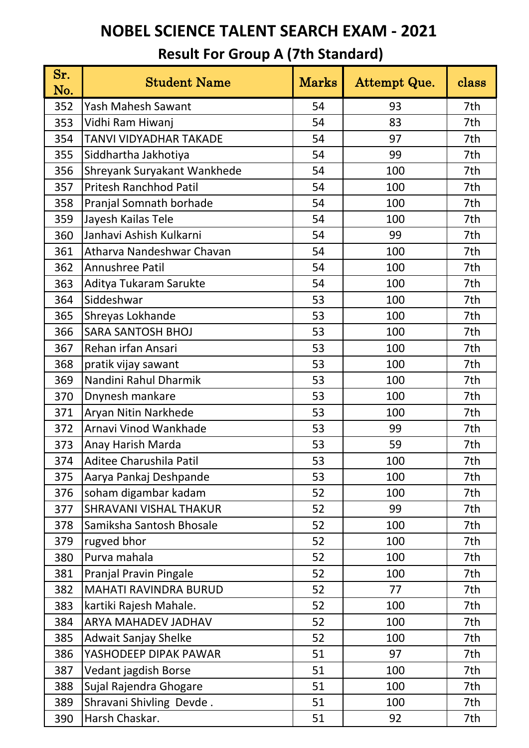# NOBEL SCIENCE TALENT SEARCH EXAM - 2021

## Result For Group A (7th Standard)

| Sr. No. | Student Name | Marks | Attempt Que. | class |
|---|---|---|---|---|
| 352 | Yash Mahesh Sawant | 54 | 93 | 7th |
| 353 | Vidhi Ram Hiwanj | 54 | 83 | 7th |
| 354 | TANVI VIDYADHAR TAKADE | 54 | 97 | 7th |
| 355 | Siddhartha Jakhotiya | 54 | 99 | 7th |
| 356 | Shreyank Suryakant Wankhede | 54 | 100 | 7th |
| 357 | Pritesh Ranchhod Patil | 54 | 100 | 7th |
| 358 | Pranjal Somnath borhade | 54 | 100 | 7th |
| 359 | Jayesh Kailas Tele | 54 | 100 | 7th |
| 360 | Janhavi Ashish Kulkarni | 54 | 99 | 7th |
| 361 | Atharva Nandeshwar Chavan | 54 | 100 | 7th |
| 362 | Annushree Patil | 54 | 100 | 7th |
| 363 | Aditya Tukaram Sarukte | 54 | 100 | 7th |
| 364 | Siddeshwar | 53 | 100 | 7th |
| 365 | Shreyas Lokhande | 53 | 100 | 7th |
| 366 | SARA SANTOSH BHOJ | 53 | 100 | 7th |
| 367 | Rehan irfan Ansari | 53 | 100 | 7th |
| 368 | pratik vijay sawant | 53 | 100 | 7th |
| 369 | Nandini Rahul Dharmik | 53 | 100 | 7th |
| 370 | Dnynesh mankare | 53 | 100 | 7th |
| 371 | Aryan Nitin Narkhede | 53 | 100 | 7th |
| 372 | Arnavi Vinod Wankhade | 53 | 99 | 7th |
| 373 | Anay Harish Marda | 53 | 59 | 7th |
| 374 | Aditee Charushila Patil | 53 | 100 | 7th |
| 375 | Aarya Pankaj Deshpande | 53 | 100 | 7th |
| 376 | soham digambar kadam | 52 | 100 | 7th |
| 377 | SHRAVANI VISHAL THAKUR | 52 | 99 | 7th |
| 378 | Samiksha Santosh Bhosale | 52 | 100 | 7th |
| 379 | rugved bhor | 52 | 100 | 7th |
| 380 | Purva mahala | 52 | 100 | 7th |
| 381 | Pranjal Pravin Pingale | 52 | 100 | 7th |
| 382 | MAHATI RAVINDRA BURUD | 52 | 77 | 7th |
| 383 | kartiki Rajesh Mahale. | 52 | 100 | 7th |
| 384 | ARYA MAHADEV JADHAV | 52 | 100 | 7th |
| 385 | Adwait Sanjay Shelke | 52 | 100 | 7th |
| 386 | YASHODEEP DIPAK PAWAR | 51 | 97 | 7th |
| 387 | Vedant jagdish Borse | 51 | 100 | 7th |
| 388 | Sujal Rajendra Ghogare | 51 | 100 | 7th |
| 389 | Shravani Shivling  Devde . | 51 | 100 | 7th |
| 390 | Harsh Chaskar. | 51 | 92 | 7th |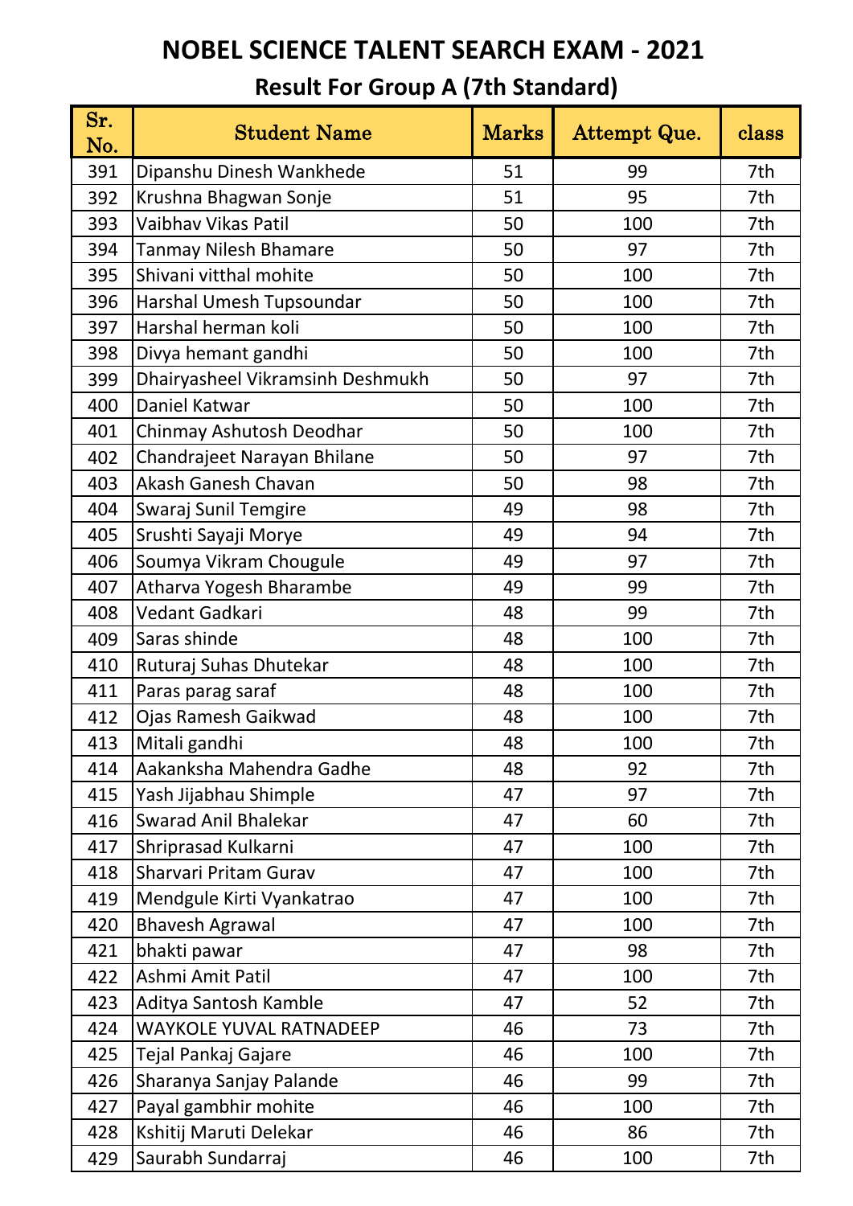# NOBEL SCIENCE TALENT SEARCH EXAM - 2021

## Result For Group A (7th Standard)

| Sr. No. | Student Name | Marks | Attempt Que. | class |
|---|---|---|---|---|
| 391 | Dipanshu Dinesh Wankhede | 51 | 99 | 7th |
| 392 | Krushna Bhagwan Sonje | 51 | 95 | 7th |
| 393 | Vaibhav Vikas Patil | 50 | 100 | 7th |
| 394 | Tanmay Nilesh Bhamare | 50 | 97 | 7th |
| 395 | Shivani vitthal mohite | 50 | 100 | 7th |
| 396 | Harshal Umesh Tupsoundar | 50 | 100 | 7th |
| 397 | Harshal herman koli | 50 | 100 | 7th |
| 398 | Divya hemant gandhi | 50 | 100 | 7th |
| 399 | Dhairyasheel Vikramsinh Deshmukh | 50 | 97 | 7th |
| 400 | Daniel Katwar | 50 | 100 | 7th |
| 401 | Chinmay Ashutosh Deodhar | 50 | 100 | 7th |
| 402 | Chandrajeet Narayan Bhilane | 50 | 97 | 7th |
| 403 | Akash Ganesh Chavan | 50 | 98 | 7th |
| 404 | Swaraj Sunil Temgire | 49 | 98 | 7th |
| 405 | Srushti Sayaji Morye | 49 | 94 | 7th |
| 406 | Soumya Vikram Chougule | 49 | 97 | 7th |
| 407 | Atharva Yogesh Bharambe | 49 | 99 | 7th |
| 408 | Vedant Gadkari | 48 | 99 | 7th |
| 409 | Saras shinde | 48 | 100 | 7th |
| 410 | Ruturaj Suhas Dhutekar | 48 | 100 | 7th |
| 411 | Paras parag saraf | 48 | 100 | 7th |
| 412 | Ojas Ramesh Gaikwad | 48 | 100 | 7th |
| 413 | Mitali gandhi | 48 | 100 | 7th |
| 414 | Aakanksha Mahendra Gadhe | 48 | 92 | 7th |
| 415 | Yash Jijabhau Shimple | 47 | 97 | 7th |
| 416 | Swarad Anil Bhalekar | 47 | 60 | 7th |
| 417 | Shriprasad Kulkarni | 47 | 100 | 7th |
| 418 | Sharvari Pritam Gurav | 47 | 100 | 7th |
| 419 | Mendgule Kirti Vyankatrao | 47 | 100 | 7th |
| 420 | Bhavesh Agrawal | 47 | 100 | 7th |
| 421 | bhakti pawar | 47 | 98 | 7th |
| 422 | Ashmi Amit Patil | 47 | 100 | 7th |
| 423 | Aditya Santosh Kamble | 47 | 52 | 7th |
| 424 | WAYKOLE YUVAL RATNADEEP | 46 | 73 | 7th |
| 425 | Tejal Pankaj Gajare | 46 | 100 | 7th |
| 426 | Sharanya Sanjay Palande | 46 | 99 | 7th |
| 427 | Payal gambhir mohite | 46 | 100 | 7th |
| 428 | Kshitij Maruti Delekar | 46 | 86 | 7th |
| 429 | Saurabh Sundarraj | 46 | 100 | 7th |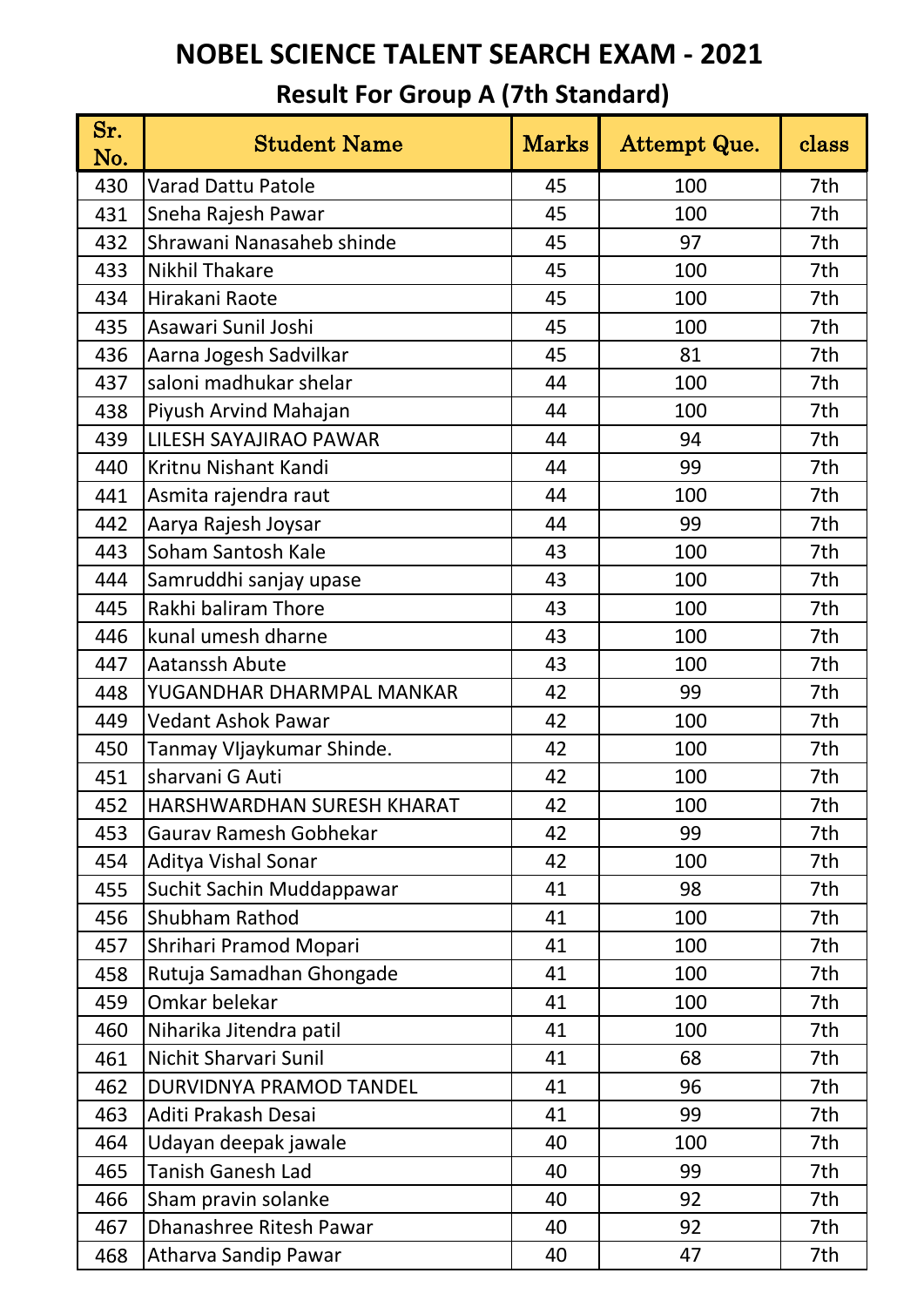# NOBEL SCIENCE TALENT SEARCH EXAM - 2021

## Result For Group A (7th Standard)

| Sr. No. | Student Name | Marks | Attempt Que. | class |
|---|---|---|---|---|
| 430 | Varad Dattu Patole | 45 | 100 | 7th |
| 431 | Sneha Rajesh Pawar | 45 | 100 | 7th |
| 432 | Shrawani Nanasaheb shinde | 45 | 97 | 7th |
| 433 | Nikhil Thakare | 45 | 100 | 7th |
| 434 | Hirakani Raote | 45 | 100 | 7th |
| 435 | Asawari Sunil Joshi | 45 | 100 | 7th |
| 436 | Aarna Jogesh Sadvilkar | 45 | 81 | 7th |
| 437 | saloni madhukar shelar | 44 | 100 | 7th |
| 438 | Piyush Arvind Mahajan | 44 | 100 | 7th |
| 439 | LILESH SAYAJIRAO PAWAR | 44 | 94 | 7th |
| 440 | Kritnu Nishant Kandi | 44 | 99 | 7th |
| 441 | Asmita rajendra raut | 44 | 100 | 7th |
| 442 | Aarya Rajesh Joysar | 44 | 99 | 7th |
| 443 | Soham Santosh Kale | 43 | 100 | 7th |
| 444 | Samruddhi sanjay upase | 43 | 100 | 7th |
| 445 | Rakhi baliram Thore | 43 | 100 | 7th |
| 446 | kunal umesh dharne | 43 | 100 | 7th |
| 447 | Aatanssh Abute | 43 | 100 | 7th |
| 448 | YUGANDHAR DHARMPAL MANKAR | 42 | 99 | 7th |
| 449 | Vedant Ashok Pawar | 42 | 100 | 7th |
| 450 | Tanmay VIjaykumar Shinde. | 42 | 100 | 7th |
| 451 | sharvani G Auti | 42 | 100 | 7th |
| 452 | HARSHWARDHAN SURESH KHARAT | 42 | 100 | 7th |
| 453 | Gaurav Ramesh Gobhekar | 42 | 99 | 7th |
| 454 | Aditya Vishal Sonar | 42 | 100 | 7th |
| 455 | Suchit Sachin Muddappawar | 41 | 98 | 7th |
| 456 | Shubham Rathod | 41 | 100 | 7th |
| 457 | Shrihari Pramod Mopari | 41 | 100 | 7th |
| 458 | Rutuja Samadhan Ghongade | 41 | 100 | 7th |
| 459 | Omkar belekar | 41 | 100 | 7th |
| 460 | Niharika Jitendra patil | 41 | 100 | 7th |
| 461 | Nichit Sharvari Sunil | 41 | 68 | 7th |
| 462 | DURVIDNYA PRAMOD TANDEL | 41 | 96 | 7th |
| 463 | Aditi Prakash Desai | 41 | 99 | 7th |
| 464 | Udayan deepak jawale | 40 | 100 | 7th |
| 465 | Tanish Ganesh Lad | 40 | 99 | 7th |
| 466 | Sham pravin solanke | 40 | 92 | 7th |
| 467 | Dhanashree Ritesh Pawar | 40 | 92 | 7th |
| 468 | Atharva Sandip Pawar | 40 | 47 | 7th |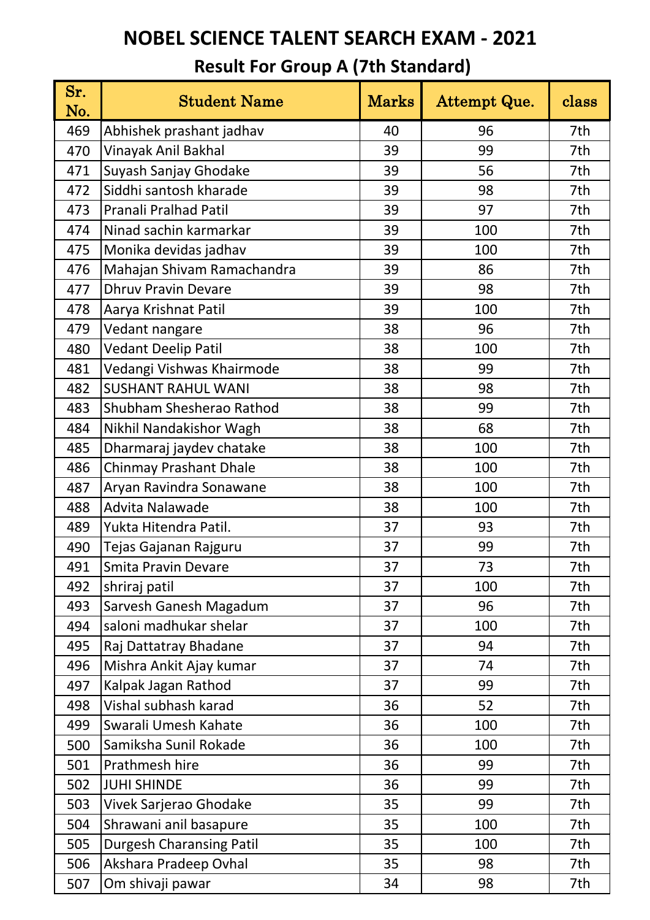# NOBEL SCIENCE TALENT SEARCH EXAM - 2021

## Result For Group A (7th Standard)

| Sr. No. | Student Name | Marks | Attempt Que. | class |
|---|---|---|---|---|
| 469 | Abhishek prashant jadhav | 40 | 96 | 7th |
| 470 | Vinayak Anil Bakhal | 39 | 99 | 7th |
| 471 | Suyash Sanjay Ghodake | 39 | 56 | 7th |
| 472 | Siddhi santosh kharade | 39 | 98 | 7th |
| 473 | Pranali Pralhad Patil | 39 | 97 | 7th |
| 474 | Ninad sachin karmarkar | 39 | 100 | 7th |
| 475 | Monika devidas jadhav | 39 | 100 | 7th |
| 476 | Mahajan Shivam Ramachandra | 39 | 86 | 7th |
| 477 | Dhruv Pravin Devare | 39 | 98 | 7th |
| 478 | Aarya Krishnat Patil | 39 | 100 | 7th |
| 479 | Vedant nangare | 38 | 96 | 7th |
| 480 | Vedant Deelip Patil | 38 | 100 | 7th |
| 481 | Vedangi Vishwas Khairmode | 38 | 99 | 7th |
| 482 | SUSHANT RAHUL WANI | 38 | 98 | 7th |
| 483 | Shubham Shesherao Rathod | 38 | 99 | 7th |
| 484 | Nikhil Nandakishor Wagh | 38 | 68 | 7th |
| 485 | Dharmaraj jaydev chatake | 38 | 100 | 7th |
| 486 | Chinmay Prashant Dhale | 38 | 100 | 7th |
| 487 | Aryan Ravindra Sonawane | 38 | 100 | 7th |
| 488 | Advita Nalawade | 38 | 100 | 7th |
| 489 | Yukta Hitendra Patil. | 37 | 93 | 7th |
| 490 | Tejas Gajanan Rajguru | 37 | 99 | 7th |
| 491 | Smita Pravin Devare | 37 | 73 | 7th |
| 492 | shriraj patil | 37 | 100 | 7th |
| 493 | Sarvesh Ganesh Magadum | 37 | 96 | 7th |
| 494 | saloni madhukar shelar | 37 | 100 | 7th |
| 495 | Raj Dattatray Bhadane | 37 | 94 | 7th |
| 496 | Mishra Ankit Ajay kumar | 37 | 74 | 7th |
| 497 | Kalpak Jagan Rathod | 37 | 99 | 7th |
| 498 | Vishal subhash karad | 36 | 52 | 7th |
| 499 | Swarali Umesh Kahate | 36 | 100 | 7th |
| 500 | Samiksha Sunil Rokade | 36 | 100 | 7th |
| 501 | Prathmesh hire | 36 | 99 | 7th |
| 502 | JUHI SHINDE | 36 | 99 | 7th |
| 503 | Vivek Sarjerao Ghodake | 35 | 99 | 7th |
| 504 | Shrawani anil basapure | 35 | 100 | 7th |
| 505 | Durgesh Charansing Patil | 35 | 100 | 7th |
| 506 | Akshara Pradeep Ovhal | 35 | 98 | 7th |
| 507 | Om shivaji pawar | 34 | 98 | 7th |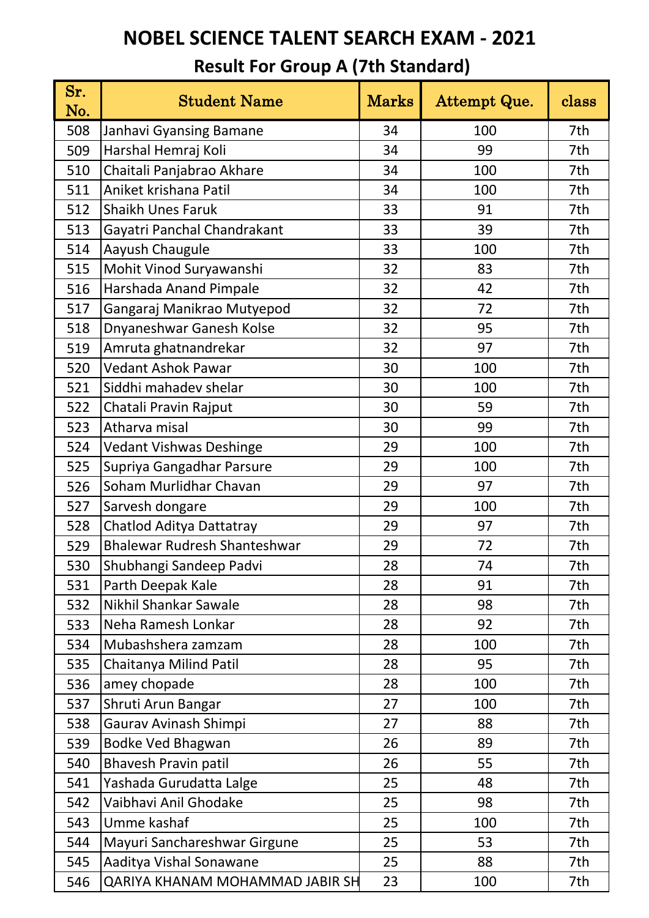# NOBEL SCIENCE TALENT SEARCH EXAM - 2021

## Result For Group A (7th Standard)

| Sr. No. | Student Name | Marks | Attempt Que. | class |
|---|---|---|---|---|
| 508 | Janhavi Gyansing Bamane | 34 | 100 | 7th |
| 509 | Harshal Hemraj Koli | 34 | 99 | 7th |
| 510 | Chaitali Panjabrao Akhare | 34 | 100 | 7th |
| 511 | Aniket krishana Patil | 34 | 100 | 7th |
| 512 | Shaikh Unes Faruk | 33 | 91 | 7th |
| 513 | Gayatri Panchal Chandrakant | 33 | 39 | 7th |
| 514 | Aayush Chaugule | 33 | 100 | 7th |
| 515 | Mohit Vinod Suryawanshi | 32 | 83 | 7th |
| 516 | Harshada Anand Pimpale | 32 | 42 | 7th |
| 517 | Gangaraj Manikrao Mutyepod | 32 | 72 | 7th |
| 518 | Dnyaneshwar Ganesh Kolse | 32 | 95 | 7th |
| 519 | Amruta ghatnandrekar | 32 | 97 | 7th |
| 520 | Vedant Ashok Pawar | 30 | 100 | 7th |
| 521 | Siddhi mahadev shelar | 30 | 100 | 7th |
| 522 | Chatali Pravin Rajput | 30 | 59 | 7th |
| 523 | Atharva misal | 30 | 99 | 7th |
| 524 | Vedant Vishwas Deshinge | 29 | 100 | 7th |
| 525 | Supriya Gangadhar Parsure | 29 | 100 | 7th |
| 526 | Soham Murlidhar Chavan | 29 | 97 | 7th |
| 527 | Sarvesh dongare | 29 | 100 | 7th |
| 528 | Chatlod Aditya Dattatray | 29 | 97 | 7th |
| 529 | Bhalewar Rudresh Shanteshwar | 29 | 72 | 7th |
| 530 | Shubhangi Sandeep Padvi | 28 | 74 | 7th |
| 531 | Parth Deepak Kale | 28 | 91 | 7th |
| 532 | Nikhil Shankar Sawale | 28 | 98 | 7th |
| 533 | Neha Ramesh Lonkar | 28 | 92 | 7th |
| 534 | Mubashshera zamzam | 28 | 100 | 7th |
| 535 | Chaitanya Milind Patil | 28 | 95 | 7th |
| 536 | amey chopade | 28 | 100 | 7th |
| 537 | Shruti Arun Bangar | 27 | 100 | 7th |
| 538 | Gaurav Avinash Shimpi | 27 | 88 | 7th |
| 539 | Bodke Ved Bhagwan | 26 | 89 | 7th |
| 540 | Bhavesh Pravin patil | 26 | 55 | 7th |
| 541 | Yashada Gurudatta Lalge | 25 | 48 | 7th |
| 542 | Vaibhavi Anil Ghodake | 25 | 98 | 7th |
| 543 | Umme kashaf | 25 | 100 | 7th |
| 544 | Mayuri Sanchareshwar Girgune | 25 | 53 | 7th |
| 545 | Aaditya Vishal Sonawane | 25 | 88 | 7th |
| 546 | QARIYA KHANAM MOHAMMAD JABIR SH | 23 | 100 | 7th |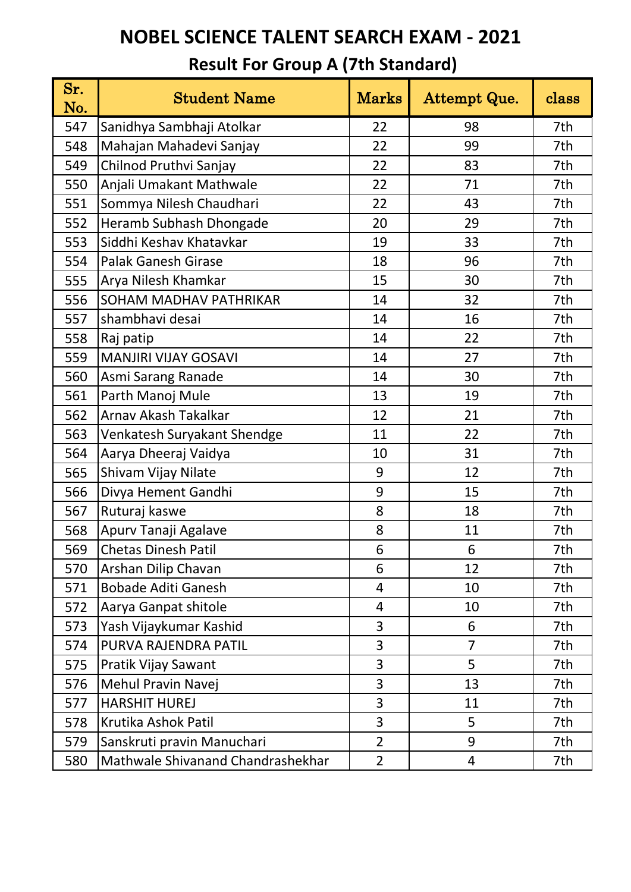# NOBEL SCIENCE TALENT SEARCH EXAM - 2021

## Result For Group A (7th Standard)

| Sr. No. | Student Name | Marks | Attempt Que. | class |
|---|---|---|---|---|
| 547 | Sanidhya Sambhaji Atolkar | 22 | 98 | 7th |
| 548 | Mahajan Mahadevi Sanjay | 22 | 99 | 7th |
| 549 | Chilnod Pruthvi Sanjay | 22 | 83 | 7th |
| 550 | Anjali Umakant Mathwale | 22 | 71 | 7th |
| 551 | Sommya Nilesh Chaudhari | 22 | 43 | 7th |
| 552 | Heramb Subhash Dhongade | 20 | 29 | 7th |
| 553 | Siddhi Keshav Khatavkar | 19 | 33 | 7th |
| 554 | Palak Ganesh Girase | 18 | 96 | 7th |
| 555 | Arya Nilesh Khamkar | 15 | 30 | 7th |
| 556 | SOHAM MADHAV PATHRIKAR | 14 | 32 | 7th |
| 557 | shambhavi desai | 14 | 16 | 7th |
| 558 | Raj patip | 14 | 22 | 7th |
| 559 | MANJIRI VIJAY GOSAVI | 14 | 27 | 7th |
| 560 | Asmi Sarang Ranade | 14 | 30 | 7th |
| 561 | Parth Manoj Mule | 13 | 19 | 7th |
| 562 | Arnav Akash Takalkar | 12 | 21 | 7th |
| 563 | Venkatesh Suryakant Shendge | 11 | 22 | 7th |
| 564 | Aarya Dheeraj Vaidya | 10 | 31 | 7th |
| 565 | Shivam Vijay Nilate | 9 | 12 | 7th |
| 566 | Divya Hement Gandhi | 9 | 15 | 7th |
| 567 | Ruturaj kaswe | 8 | 18 | 7th |
| 568 | Apurv Tanaji Agalave | 8 | 11 | 7th |
| 569 | Chetas Dinesh Patil | 6 | 6 | 7th |
| 570 | Arshan Dilip Chavan | 6 | 12 | 7th |
| 571 | Bobade Aditi Ganesh | 4 | 10 | 7th |
| 572 | Aarya Ganpat shitole | 4 | 10 | 7th |
| 573 | Yash Vijaykumar Kashid | 3 | 6 | 7th |
| 574 | PURVA RAJENDRA PATIL | 3 | 7 | 7th |
| 575 | Pratik Vijay Sawant | 3 | 5 | 7th |
| 576 | Mehul Pravin Navej | 3 | 13 | 7th |
| 577 | HARSHIT HUREJ | 3 | 11 | 7th |
| 578 | Krutika Ashok Patil | 3 | 5 | 7th |
| 579 | Sanskruti pravin Manuchari | 2 | 9 | 7th |
| 580 | Mathwale Shivanand Chandrashekhar | 2 | 4 | 7th |